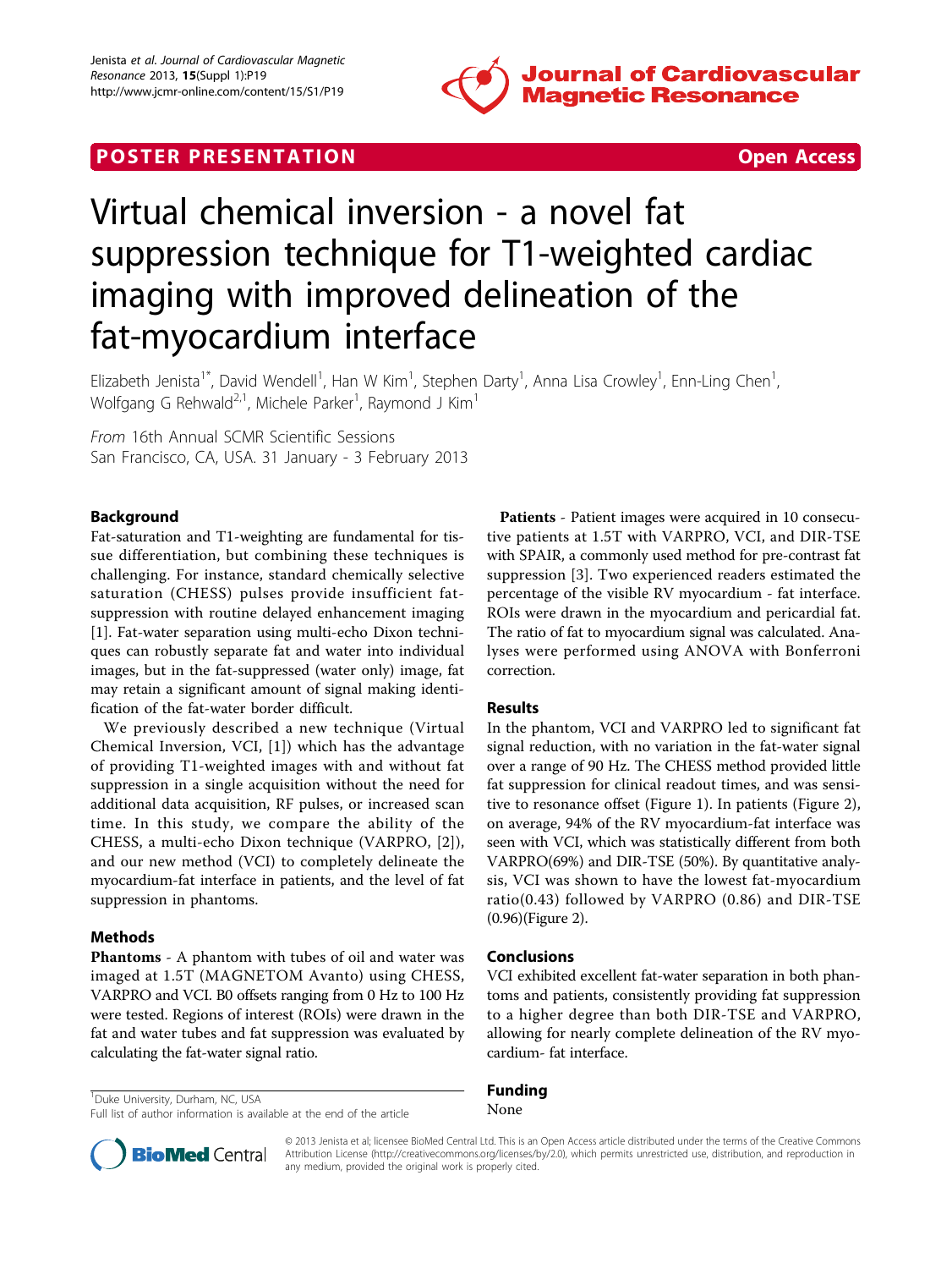POSTER PRESENTATION Open Access

# Virtual chemical inversion - a novel fat suppression technique for T1-weighted cardiac imaging with improved delineation of the fat-myocardium interface

Elizabeth Jenista[1*], David Wendell[1], Han W Kim[1], Stephen Darty[1], Anna Lisa Crowley[1], Enn-Ling Chen[1], Wolfgang G Rehwald[2,1], Michele Parker[1], Raymond J Kim[1]

*From* 16th Annual SCMR Scientific Sessions
San Francisco, CA, USA. 31 January - 3 February 2013

## Background

Fat-saturation and T1-weighting are fundamental for tissue differentiation, but combining these techniques is challenging. For instance, standard chemically selective saturation (CHESS) pulses provide insufficient fat-suppression with routine delayed enhancement imaging [1]. Fat-water separation using multi-echo Dixon techniques can robustly separate fat and water into individual images, but in the fat-suppressed (water only) image, fat may retain a significant amount of signal making identification of the fat-water border difficult.

We previously described a new technique (Virtual Chemical Inversion, VCI, [1]) which has the advantage of providing T1-weighted images with and without fat suppression in a single acquisition without the need for additional data acquisition, RF pulses, or increased scan time. In this study, we compare the ability of the CHESS, a multi-echo Dixon technique (VARPRO, [2]), and our new method (VCI) to completely delineate the myocardium-fat interface in patients, and the level of fat suppression in phantoms.

## Methods

**Phantoms** - A phantom with tubes of oil and water was imaged at 1.5T (MAGNETOM Avanto) using CHESS, VARPRO and VCI. B0 offsets ranging from 0 Hz to 100 Hz were tested. Regions of interest (ROIs) were drawn in the fat and water tubes and fat suppression was evaluated by calculating the fat-water signal ratio.

**Patients** - Patient images were acquired in 10 consecutive patients at 1.5T with VARPRO, VCI, and DIR-TSE with SPAIR, a commonly used method for pre-contrast fat suppression [3]. Two experienced readers estimated the percentage of the visible RV myocardium - fat interface. ROIs were drawn in the myocardium and pericardial fat. The ratio of fat to myocardium signal was calculated. Analyses were performed using ANOVA with Bonferroni correction.

## Results

In the phantom, VCI and VARPRO led to significant fat signal reduction, with no variation in the fat-water signal over a range of 90 Hz. The CHESS method provided little fat suppression for clinical readout times, and was sensitive to resonance offset (Figure 1). In patients (Figure 2), on average, 94% of the RV myocardium-fat interface was seen with VCI, which was statistically different from both VARPRO(69%) and DIR-TSE (50%). By quantitative analysis, VCI was shown to have the lowest fat-myocardium ratio(0.43) followed by VARPRO (0.86) and DIR-TSE (0.96)(Figure 2).

## Conclusions

VCI exhibited excellent fat-water separation in both phantoms and patients, consistently providing fat suppression to a higher degree than both DIR-TSE and VARPRO, allowing for nearly complete delineation of the RV myocardium- fat interface.

## Funding

None

[1]Duke University, Durham, NC, USA
Full list of author information is available at the end of the article

© 2013 Jenista et al; licensee BioMed Central Ltd. This is an Open Access article distributed under the terms of the Creative Commons Attribution License (http://creativecommons.org/licenses/by/2.0), which permits unrestricted use, distribution, and reproduction in any medium, provided the original work is properly cited.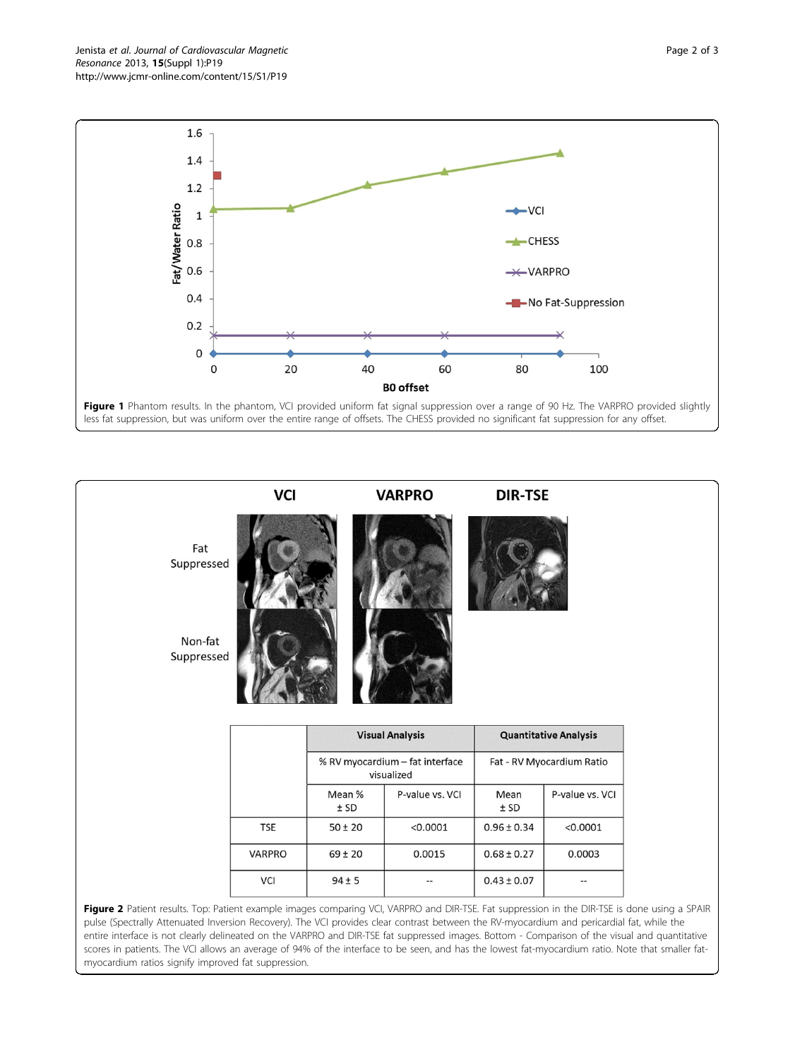**Figure 1** Phantom results. In the phantom, VCI provided uniform fat signal suppression over a range of 90 Hz. The VARPRO provided slightly less fat suppression, but was uniform over the entire range of offsets. The CHESS provided no significant fat suppression for any offset.

| | Visual Analysis | | Quantitative Analysis | |
|---|---|---|---|---|
| | % RV myocardium – fat interface visualized | | Fat - RV Myocardium Ratio | |
| | Mean % ± SD | P-value vs. VCI | Mean ± SD | P-value vs. VCI |
| TSE | 50 ± 20 | <0.0001 | 0.96 ± 0.34 | <0.0001 |
| VARPRO | 69 ± 20 | 0.0015 | 0.68 ± 0.27 | 0.0003 |
| VCI | 94 ± 5 | -- | 0.43 ± 0.07 | -- |

**Figure 2** Patient results. Top: Patient example images comparing VCI, VARPRO and DIR-TSE. Fat suppression in the DIR-TSE is done using a SPAIR pulse (Spectrally Attenuated Inversion Recovery). The VCI provides clear contrast between the RV-myocardium and pericardial fat, while the entire interface is not clearly delineated on the VARPRO and DIR-TSE fat suppressed images. Bottom - Comparison of the visual and quantitative scores in patients. The VCI allows an average of 94% of the interface to be seen, and has the lowest fat-myocardium ratio. Note that smaller fat-myocardium ratios signify improved fat suppression.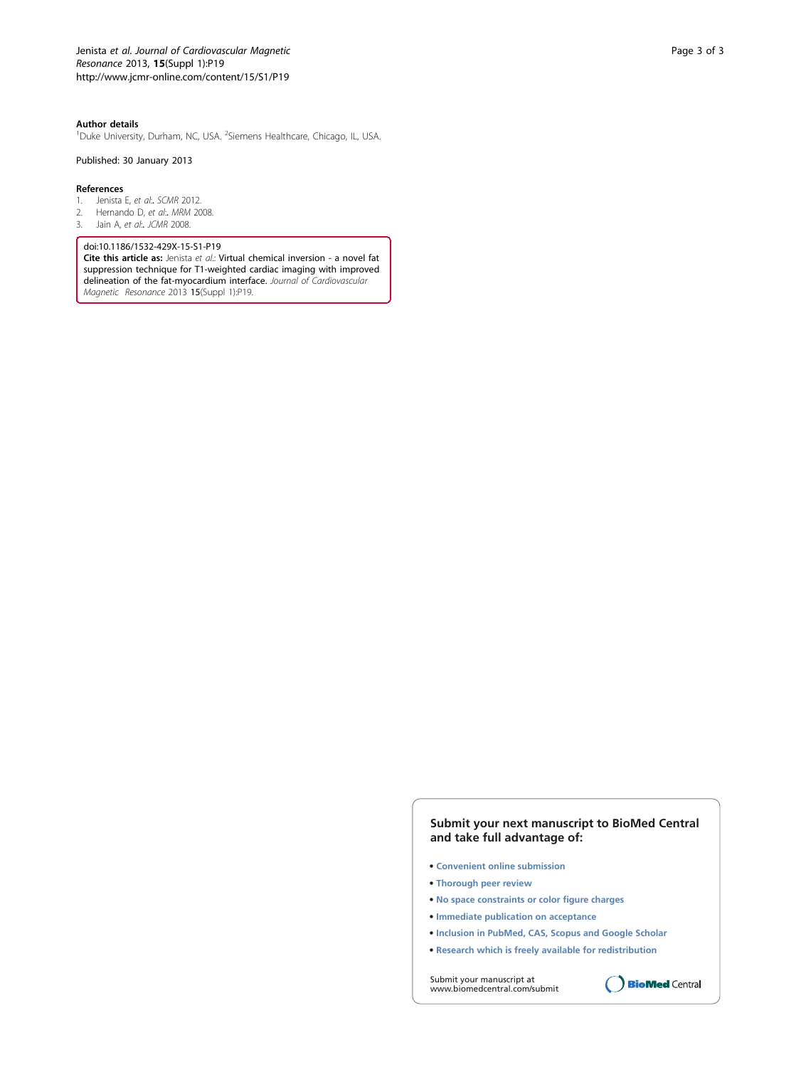### Author details

[1]Duke University, Durham, NC, USA. [2]Siemens Healthcare, Chicago, IL, USA.

Published: 30 January 2013

### References

1. Jenista E, *et al*.: *SCMR* 2012.
2. Hernando D, *et al*.: *MRM* 2008.
3. Jain A, *et al*.: *JCMR* 2008.

doi:10.1186/1532-429X-15-S1-P19

**Cite this article as:** Jenista *et al.*: Virtual chemical inversion - a novel fat suppression technique for T1-weighted cardiac imaging with improved delineation of the fat-myocardium interface. *Journal of Cardiovascular Magnetic Resonance* 2013 **15**(Suppl 1):P19.

**Submit your next manuscript to BioMed Central and take full advantage of:**

- **Convenient online submission**
- **Thorough peer review**
- **No space constraints or color figure charges**
- **Immediate publication on acceptance**
- **Inclusion in PubMed, CAS, Scopus and Google Scholar**
- **Research which is freely available for redistribution**

Submit your manuscript at
www.biomedcentral.com/submit

BioMed Central